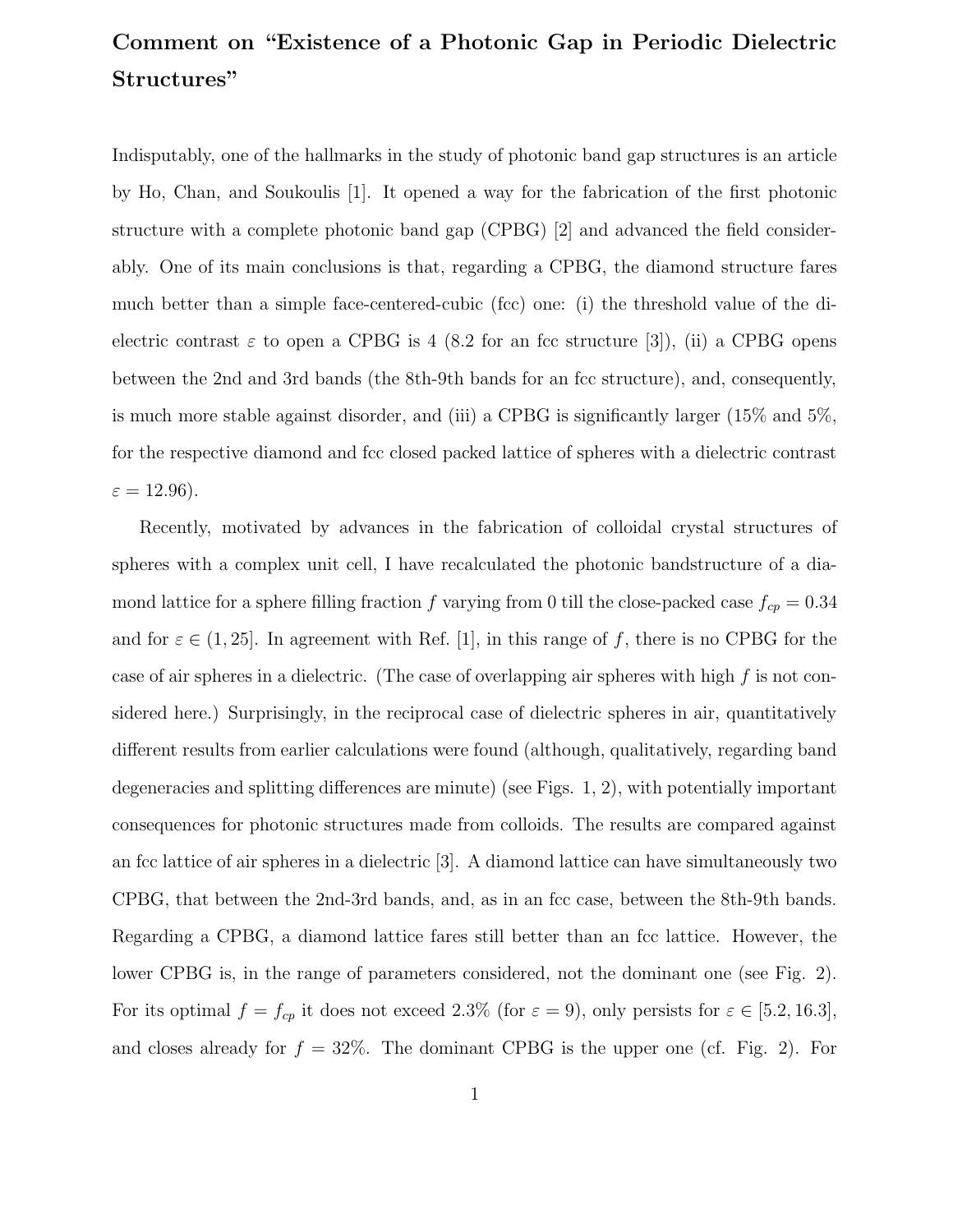# Comment on "Existence of a Photonic Gap in Periodic Dielectric Structures"

Indisputably, one of the hallmarks in the study of photonic band gap structures is an article by Ho, Chan, and Soukoulis [1]. It opened a way for the fabrication of the first photonic structure with a complete photonic band gap (CPBG) [2] and advanced the field considerably. One of its main conclusions is that, regarding a CPBG, the diamond structure fares much better than a simple face-centered-cubic (fcc) one: (i) the threshold value of the dielectric contrast $\varepsilon$ to open a CPBG is 4 (8.2 for an fcc structure [3]), (ii) a CPBG opens between the 2nd and 3rd bands (the 8th-9th bands for an fcc structure), and, consequently, is much more stable against disorder, and (iii) a CPBG is significantly larger (15% and 5%, for the respective diamond and fcc closed packed lattice of spheres with a dielectric contrast $\varepsilon = 12.96$).

Recently, motivated by advances in the fabrication of colloidal crystal structures of spheres with a complex unit cell, I have recalculated the photonic bandstructure of a diamond lattice for a sphere filling fraction $f$ varying from 0 till the close-packed case $f_{cp} = 0.34$ and for $\varepsilon \in (1, 25]$. In agreement with Ref. [1], in this range of $f$, there is no CPBG for the case of air spheres in a dielectric. (The case of overlapping air spheres with high $f$ is not considered here.) Surprisingly, in the reciprocal case of dielectric spheres in air, quantitatively different results from earlier calculations were found (although, qualitatively, regarding band degeneracies and splitting differences are minute) (see Figs. 1, 2), with potentially important consequences for photonic structures made from colloids. The results are compared against an fcc lattice of air spheres in a dielectric [3]. A diamond lattice can have simultaneously two CPBG, that between the 2nd-3rd bands, and, as in an fcc case, between the 8th-9th bands. Regarding a CPBG, a diamond lattice fares still better than an fcc lattice. However, the lower CPBG is, in the range of parameters considered, not the dominant one (see Fig. 2). For its optimal $f = f_{cp}$ it does not exceed 2.3% (for $\varepsilon = 9$), only persists for $\varepsilon \in [5.2, 16.3]$, and closes already for $f = 32\%$. The dominant CPBG is the upper one (cf. Fig. 2). For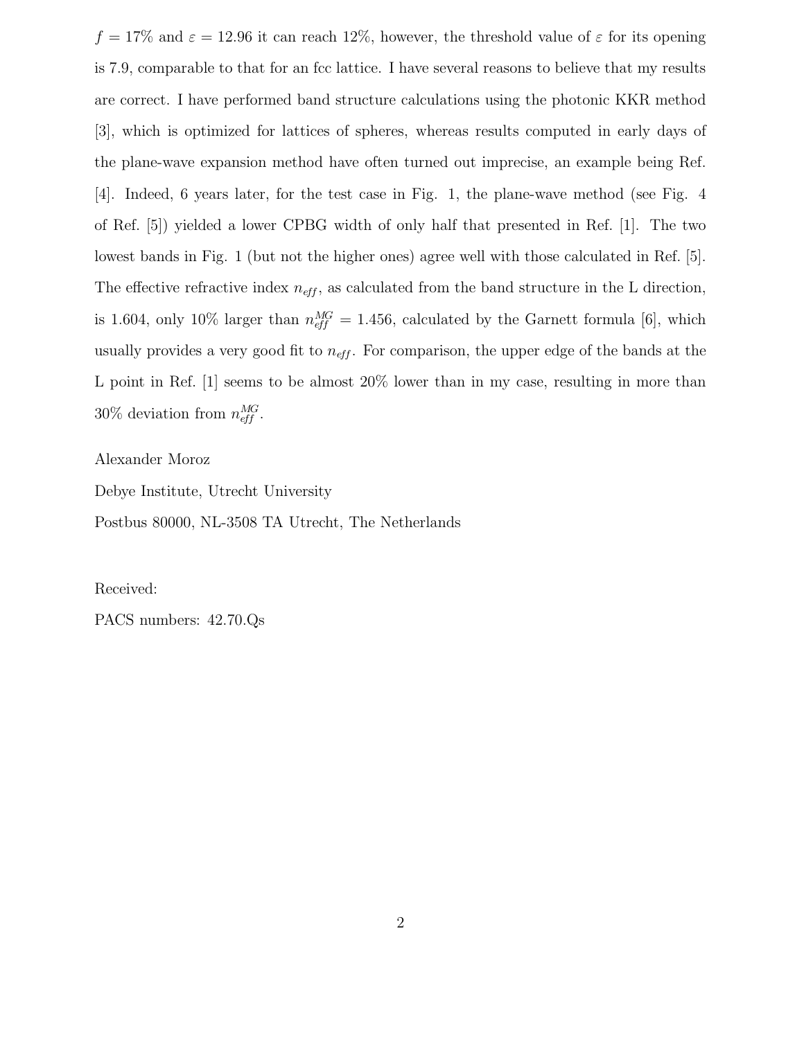$f = 17\%$ and $\varepsilon = 12.96$ it can reach 12%, however, the threshold value of $\varepsilon$ for its opening is 7.9, comparable to that for an fcc lattice. I have several reasons to believe that my results are correct. I have performed band structure calculations using the photonic KKR method [3], which is optimized for lattices of spheres, whereas results computed in early days of the plane-wave expansion method have often turned out imprecise, an example being Ref. [4]. Indeed, 6 years later, for the test case in Fig. 1, the plane-wave method (see Fig. 4 of Ref. [5]) yielded a lower CPBG width of only half that presented in Ref. [1]. The two lowest bands in Fig. 1 (but not the higher ones) agree well with those calculated in Ref. [5]. The effective refractive index $n_{eff}$, as calculated from the band structure in the L direction, is 1.604, only 10% larger than $n_{eff}^{MG} = 1.456$, calculated by the Garnett formula [6], which usually provides a very good fit to $n_{eff}$. For comparison, the upper edge of the bands at the L point in Ref. [1] seems to be almost 20% lower than in my case, resulting in more than 30% deviation from $n_{eff}^{MG}$.

Alexander Moroz

Debye Institute, Utrecht University

Postbus 80000, NL-3508 TA Utrecht, The Netherlands

Received:

PACS numbers: 42.70.Qs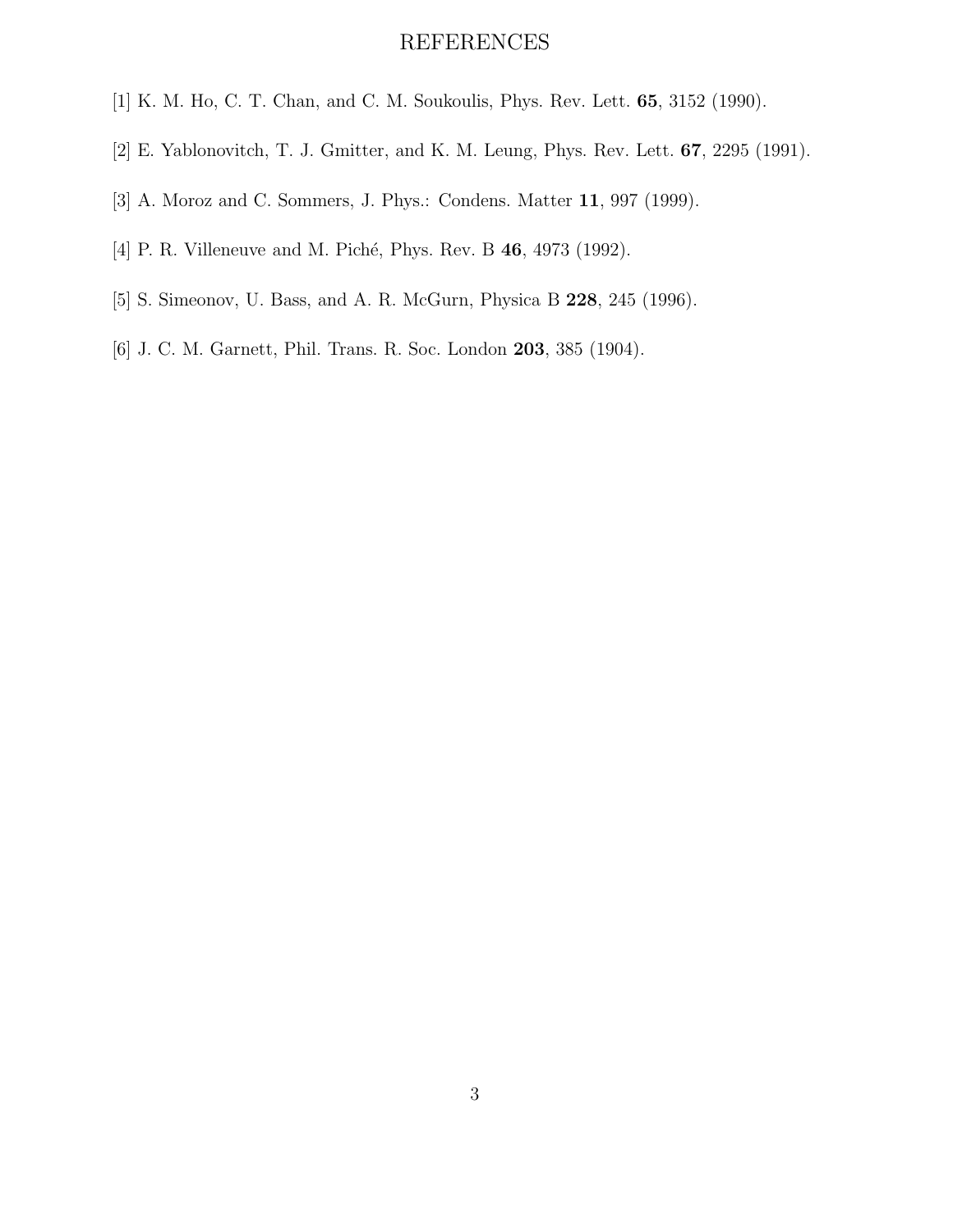# REFERENCES

[1] K. M. Ho, C. T. Chan, and C. M. Soukoulis, Phys. Rev. Lett. **65**, 3152 (1990).

[2] E. Yablonovitch, T. J. Gmitter, and K. M. Leung, Phys. Rev. Lett. **67**, 2295 (1991).

[3] A. Moroz and C. Sommers, J. Phys.: Condens. Matter **11**, 997 (1999).

[4] P. R. Villeneuve and M. Piché, Phys. Rev. B **46**, 4973 (1992).

[5] S. Simeonov, U. Bass, and A. R. McGurn, Physica B **228**, 245 (1996).

[6] J. C. M. Garnett, Phil. Trans. R. Soc. London **203**, 385 (1904).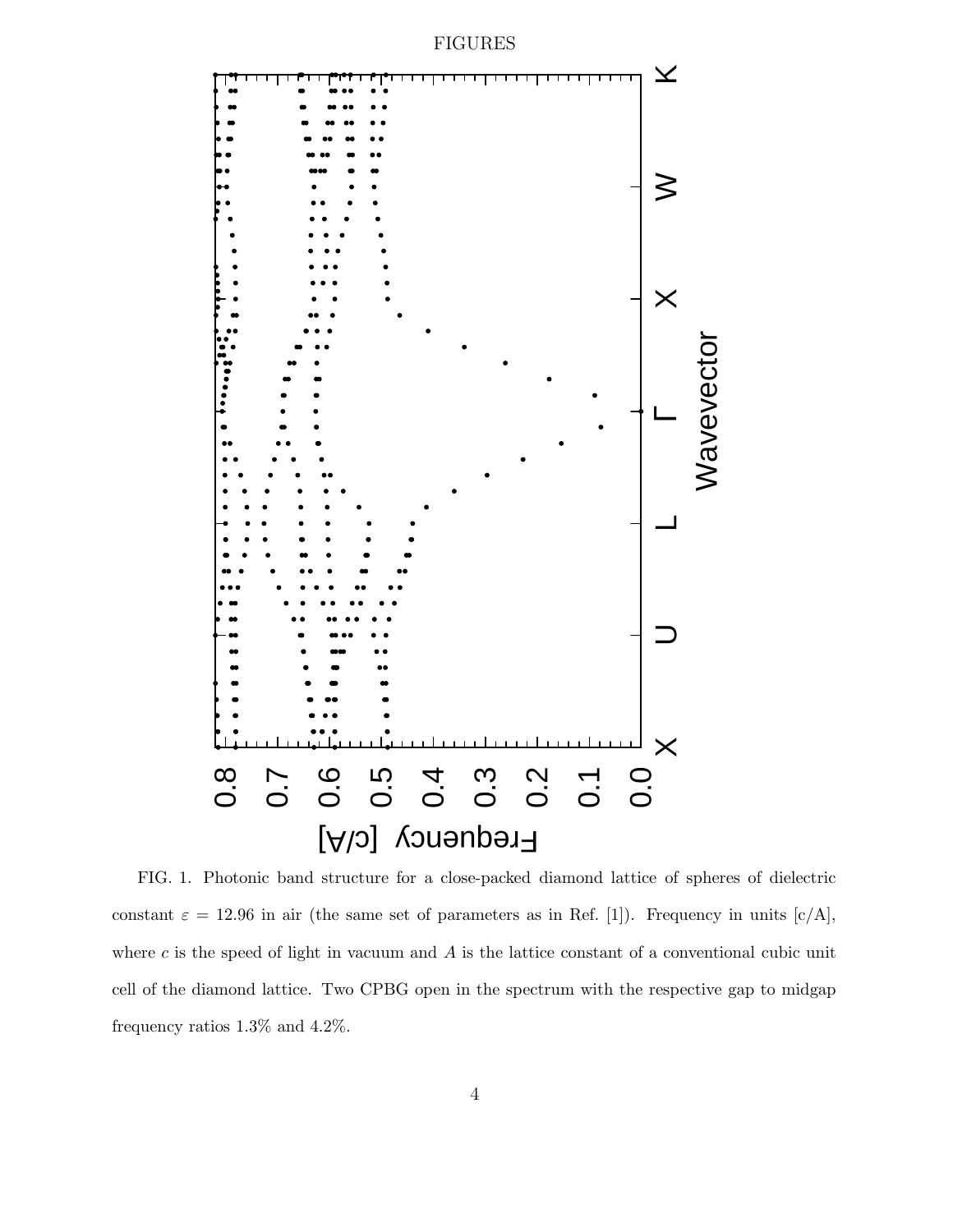FIGURES

FIG. 1. Photonic band structure for a close-packed diamond lattice of spheres of dielectric constant $\varepsilon = 12.96$ in air (the same set of parameters as in Ref. [1]). Frequency in units [c/A], where $c$ is the speed of light in vacuum and $A$ is the lattice constant of a conventional cubic unit cell of the diamond lattice. Two CPBG open in the spectrum with the respective gap to midgap frequency ratios 1.3% and 4.2%.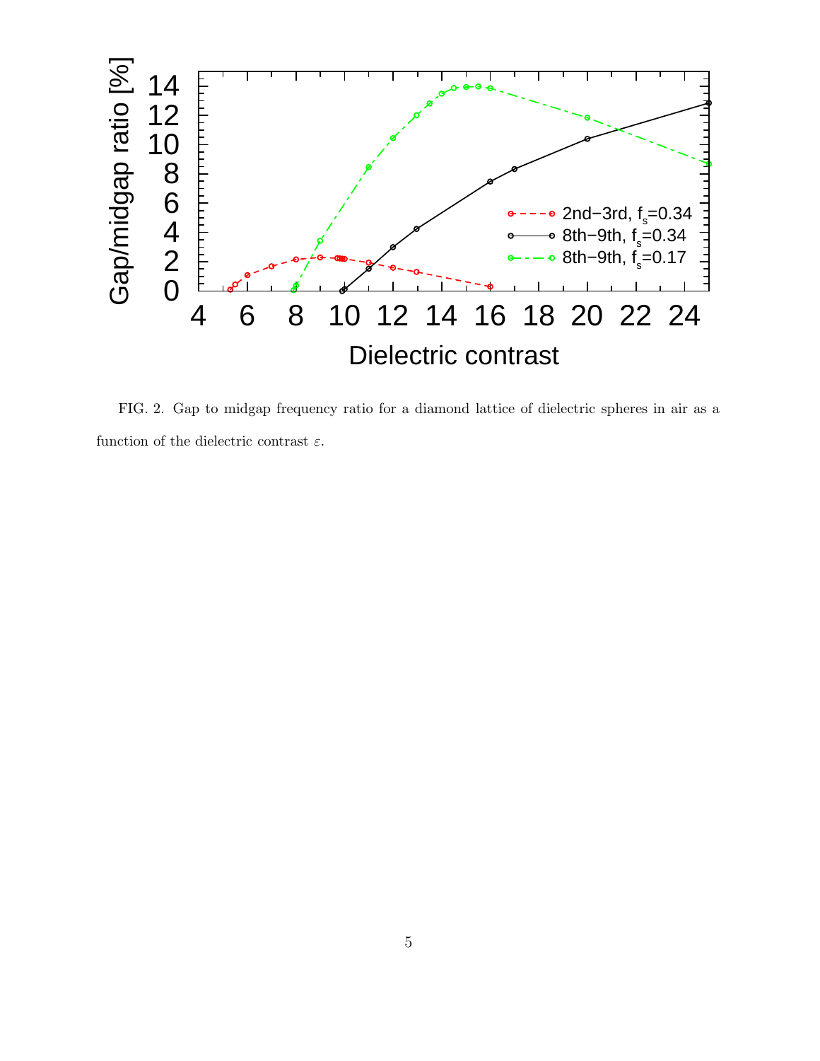Gap/midgap ratio [%]

0 2 4 6 8 10 12 14

4 6 8 10 12 14 16 18 20 22 24

Dielectric contrast

2nd−3rd, $f_s$=0.34

8th−9th, $f_s$=0.34

8th−9th, $f_s$=0.17

FIG. 2. Gap to midgap frequency ratio for a diamond lattice of dielectric spheres in air as a function of the dielectric contrast $\varepsilon$.